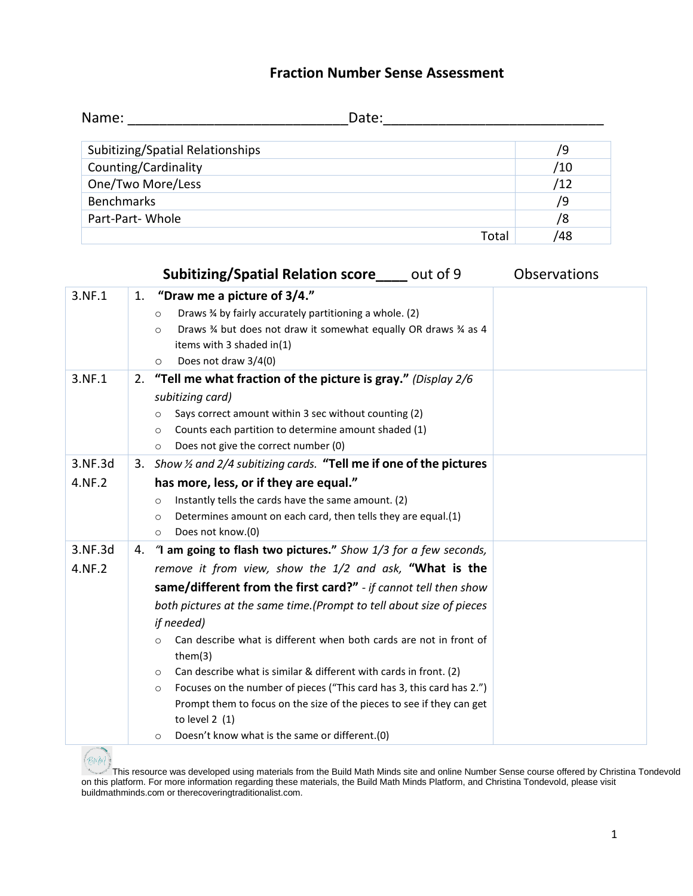# Fraction Number Sense Assessment

Name: ___________________________Date:___________________________

| | |
|---|---|
| Subitizing/Spatial Relationships | /9 |
| Counting/Cardinality | /10 |
| One/Two More/Less | /12 |
| Benchmarks | /9 |
| Part-Part- Whole | /8 |
| Total | /48 |

## Subitizing/Spatial Relation score____ out of 9 — Observations

| | | |
|---|---|---|
| 3.NF.1 | 1. **"Draw me a picture of 3/4."**<br>○ Draws ¾ by fairly accurately partitioning a whole. (2)<br>○ Draws ¾ but does not draw it somewhat equally OR draws ¾ as 4 items with 3 shaded in(1)<br>○ Does not draw 3/4(0) | |
| 3.NF.1 | 2. **"Tell me what fraction of the picture is gray."** *(Display 2/6 subitizing card)*<br>○ Says correct amount within 3 sec without counting (2)<br>○ Counts each partition to determine amount shaded (1)<br>○ Does not give the correct number (0) | |
| 3.NF.3d<br>4.NF.2 | 3. *Show ½ and 2/4 subitizing cards.* **"Tell me if one of the pictures has more, less, or if they are equal."**<br>○ Instantly tells the cards have the same amount. (2)<br>○ Determines amount on each card, then tells they are equal.(1)<br>○ Does not know.(0) | |
| 3.NF.3d<br>4.NF.2 | 4. *"***I am going to flash two pictures."** *Show 1/3 for a few seconds, remove it from view, show the 1/2 and ask,* **"What is the same/different from the first card?"** *- if cannot tell then show both pictures at the same time.(Prompt to tell about size of pieces if needed)*<br>○ Can describe what is different when both cards are not in front of them(3)<br>○ Can describe what is similar & different with cards in front. (2)<br>○ Focuses on the number of pieces ("This card has 3, this card has 2.") Prompt them to focus on the size of the pieces to see if they can get to level 2 (1)<br>○ Doesn't know what is the same or different.(0) | |

This resource was developed using materials from the Build Math Minds site and online Number Sense course offered by Christina Tondevold on this platform. For more information regarding these materials, the Build Math Minds Platform, and Christina Tondevold, please visit buildmathminds.com or therecoveringtraditionalist.com.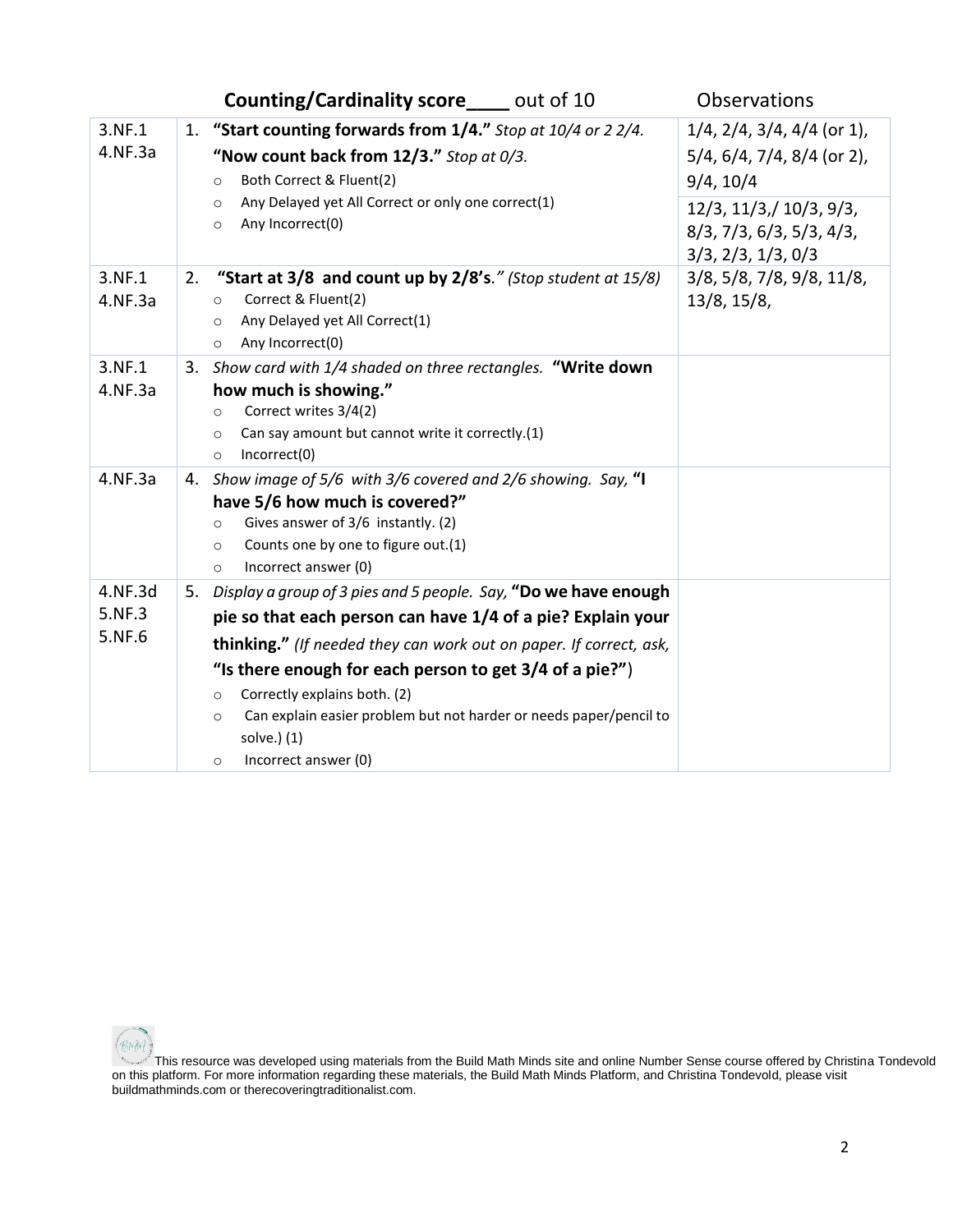| | **Counting/Cardinality score____** out of 10 | Observations |
|---|---|---|
| 3.NF.1<br>4.NF.3a | 1. **"Start counting forwards from 1/4."** *Stop at 10/4 or 2 2/4.*<br>**"Now count back from 12/3."** *Stop at 0/3.*<br>○ Both Correct & Fluent(2)<br>○ Any Delayed yet All Correct or only one correct(1)<br>○ Any Incorrect(0) | 1/4, 2/4, 3/4, 4/4 (or 1), 5/4, 6/4, 7/4, 8/4 (or 2), 9/4, 10/4<br>12/3, 11/3,/ 10/3, 9/3, 8/3, 7/3, 6/3, 5/3, 4/3, 3/3, 2/3, 1/3, 0/3 |
| 3.NF.1<br>4.NF.3a | 2. **"Start at 3/8 and count up by 2/8's**.*" (Stop student at 15/8)*<br>○ Correct & Fluent(2)<br>○ Any Delayed yet All Correct(1)<br>○ Any Incorrect(0) | 3/8, 5/8, 7/8, 9/8, 11/8, 13/8, 15/8, |
| 3.NF.1<br>4.NF.3a | 3. *Show card with 1/4 shaded on three rectangles.* **"Write down how much is showing."**<br>○ Correct writes 3/4(2)<br>○ Can say amount but cannot write it correctly.(1)<br>○ Incorrect(0) | |
| 4.NF.3a | 4. *Show image of 5/6 with 3/6 covered and 2/6 showing. Say,* **"I have 5/6 how much is covered?"**<br>○ Gives answer of 3/6 instantly. (2)<br>○ Counts one by one to figure out.(1)<br>○ Incorrect answer (0) | |
| 4.NF.3d<br>5.NF.3<br>5.NF.6 | 5. *Display a group of 3 pies and 5 people. Say,* **"Do we have enough pie so that each person can have 1/4 of a pie? Explain your thinking."** *(If needed they can work out on paper. If correct, ask,* **"Is there enough for each person to get 3/4 of a pie?"**)<br>○ Correctly explains both. (2)<br>○ Can explain easier problem but not harder or needs paper/pencil to solve.) (1)<br>○ Incorrect answer (0) | |

This resource was developed using materials from the Build Math Minds site and online Number Sense course offered by Christina Tondevold on this platform. For more information regarding these materials, the Build Math Minds Platform, and Christina Tondevold, please visit buildmathminds.com or therecoveringtraditionalist.com.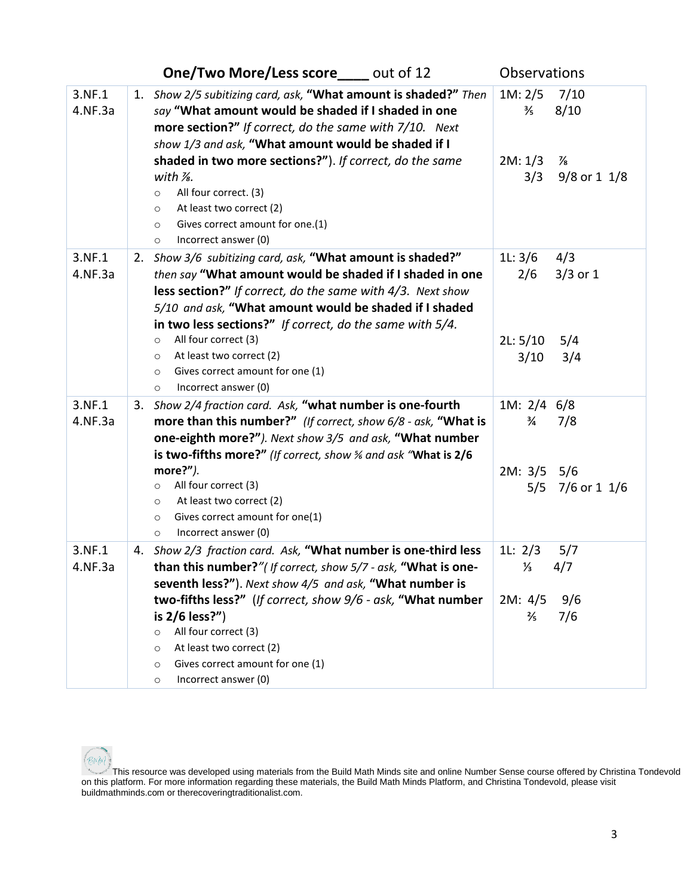| | **One/Two More/Less score____** out of 12 | Observations |
|---|---|---|
| 3.NF.1<br>4.NF.3a | 1. *Show 2/5 subitizing card, ask,* **"What amount is shaded?"** *Then say* **"What amount would be shaded if I shaded in one more section?"** *If correct, do the same with 7/10. Next show 1/3 and ask,* **"What amount would be shaded if I shaded in two more sections?"**). *If correct, do the same with 7/8.*<br>○ All four correct. (3)<br>○ At least two correct (2)<br>○ Gives correct amount for one.(1)<br>○ Incorrect answer (0) | 1M: 2/5 7/10<br>3/5 8/10<br><br>2M: 1/3 7/8<br>3/3 9/8 or 1 1/8 |
| 3.NF.1<br>4.NF.3a | 2. *Show 3/6 subitizing card, ask,* **"What amount is shaded?"** *then say* **"What amount would be shaded if I shaded in one less section?"** *If correct, do the same with 4/3. Next show 5/10 and ask,* **"What amount would be shaded if I shaded in two less sections?"** *If correct, do the same with 5/4.*<br>○ All four correct (3)<br>○ At least two correct (2)<br>○ Gives correct amount for one (1)<br>○ Incorrect answer (0) | 1L: 3/6 4/3<br>2/6 3/3 or 1<br><br>2L: 5/10 5/4<br>3/10 3/4 |
| 3.NF.1<br>4.NF.3a | 3. *Show 2/4 fraction card. Ask,* **"what number is one-fourth more than this number?"** *(If correct, show 6/8 - ask,* **"What is one-eighth more?"**). *Next show 3/5 and ask,* **"What number is two-fifths more?"** *(If correct, show 5/6 and ask "***What is 2/6 more?"***).*<br>○ All four correct (3)<br>○ At least two correct (2)<br>○ Gives correct amount for one(1)<br>○ Incorrect answer (0) | 1M: 2/4 6/8<br>3/4 7/8<br><br>2M: 3/5 5/6<br>5/5 7/6 or 1 1/6 |
| 3.NF.1<br>4.NF.3a | 4. *Show 2/3 fraction card. Ask,* **"What number is one-third less than this number?"** *"( If correct, show 5/7 - ask,* **"What is one-seventh less?"**). *Next show 4/5 and ask,* **"What number is two-fifths less?"** (*If correct, show 9/6 - ask,* **"What number is 2/6 less?"**)<br>○ All four correct (3)<br>○ At least two correct (2)<br>○ Gives correct amount for one (1)<br>○ Incorrect answer (0) | 1L: 2/3 5/7<br>1/3 4/7<br><br>2M: 4/5 9/6<br>2/5 7/6 |

This resource was developed using materials from the Build Math Minds site and online Number Sense course offered by Christina Tondevold on this platform. For more information regarding these materials, the Build Math Minds Platform, and Christina Tondevold, please visit buildmathminds.com or therecoveringtraditionalist.com.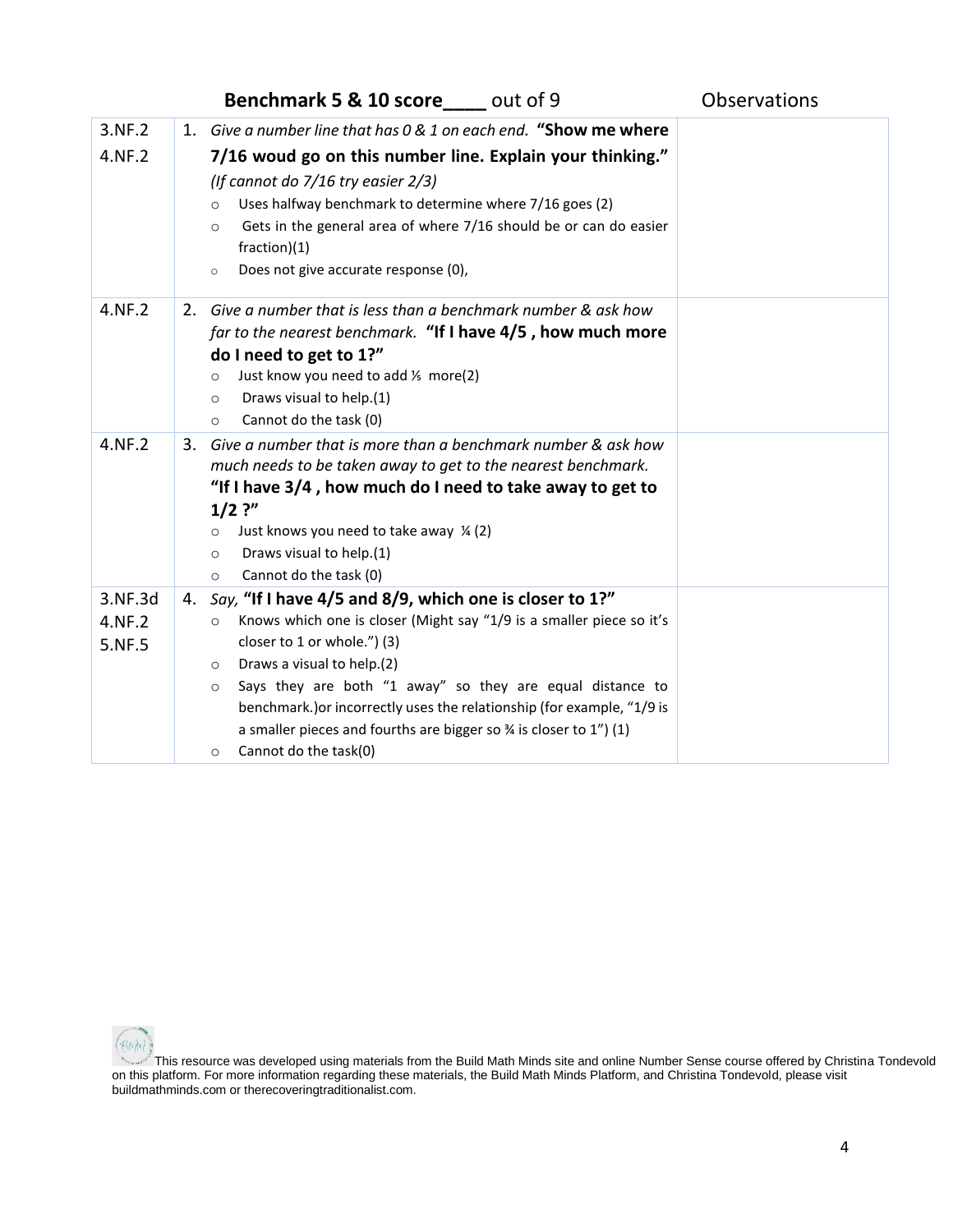| | **Benchmark 5 & 10 score\_\_\_\_** out of 9 | Observations |
|---|---|---|
| 3.NF.2<br>4.NF.2 | 1. *Give a number line that has 0 & 1 on each end.* **"Show me where 7/16 woud go on this number line. Explain your thinking."** *(If cannot do 7/16 try easier 2/3)*<br>○ Uses halfway benchmark to determine where 7/16 goes (2)<br>○ Gets in the general area of where 7/16 should be or can do easier fraction)(1)<br>○ Does not give accurate response (0), | |
| 4.NF.2 | 2. *Give a number that is less than a benchmark number & ask how far to the nearest benchmark.* **"If I have 4/5 , how much more do I need to get to 1?"**<br>○ Just know you need to add ⅕ more(2)<br>○ Draws visual to help.(1)<br>○ Cannot do the task (0) | |
| 4.NF.2 | 3. *Give a number that is more than a benchmark number & ask how much needs to be taken away to get to the nearest benchmark.* **"If I have 3/4 , how much do I need to take away to get to 1/2 ?"**<br>○ Just knows you need to take away ¼ (2)<br>○ Draws visual to help.(1)<br>○ Cannot do the task (0) | |
| 3.NF.3d<br>4.NF.2<br>5.NF.5 | 4. *Say,* **"If I have 4/5 and 8/9, which one is closer to 1?"**<br>○ Knows which one is closer (Might say "1/9 is a smaller piece so it's closer to 1 or whole.") (3)<br>○ Draws a visual to help.(2)<br>○ Says they are both "1 away" so they are equal distance to benchmark.)or incorrectly uses the relationship (for example, "1/9 is a smaller pieces and fourths are bigger so ¾ is closer to 1") (1)<br>○ Cannot do the task(0) | |

This resource was developed using materials from the Build Math Minds site and online Number Sense course offered by Christina Tondevold on this platform. For more information regarding these materials, the Build Math Minds Platform, and Christina Tondevold, please visit buildmathminds.com or therecoveringtraditionalist.com.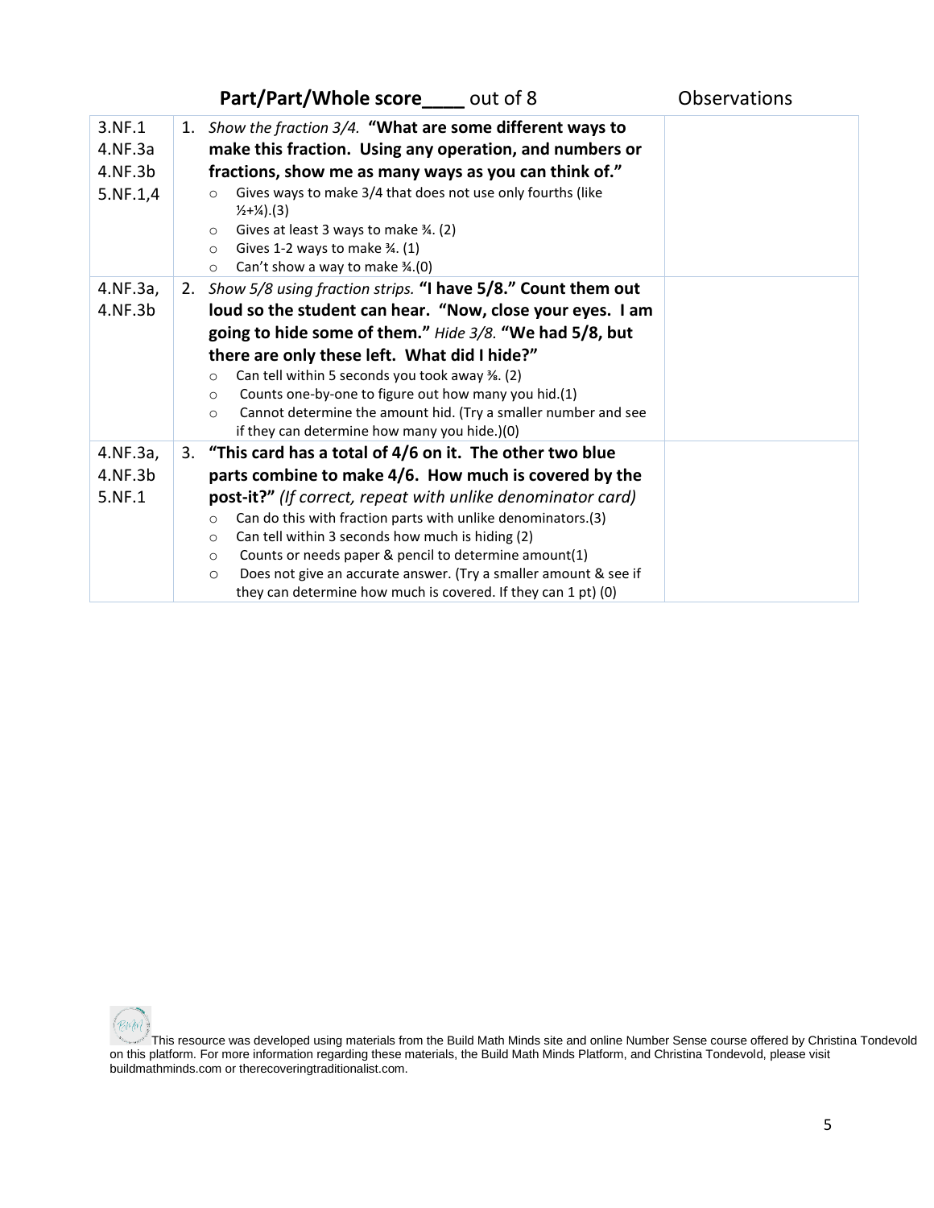**Part/Part/Whole score\_\_\_\_ out of 8** Observations

| | | Observations |
|---|---|---|
| 3.NF.1<br>4.NF.3a<br>4.NF.3b<br>5.NF.1,4 | 1. *Show the fraction 3/4.* **"What are some different ways to make this fraction. Using any operation, and numbers or fractions, show me as many ways as you can think of."**<br>○ Gives ways to make 3/4 that does not use only fourths (like ½+¼).(3)<br>○ Gives at least 3 ways to make ¾. (2)<br>○ Gives 1-2 ways to make ¾. (1)<br>○ Can't show a way to make ¾.(0) | |
| 4.NF.3a,<br>4.NF.3b | 2. *Show 5/8 using fraction strips.* **"I have 5/8." Count them out loud so the student can hear. "Now, close your eyes. I am going to hide some of them."** *Hide 3/8.* **"We had 5/8, but there are only these left. What did I hide?"**<br>○ Can tell within 5 seconds you took away ⅜. (2)<br>○ Counts one-by-one to figure out how many you hid.(1)<br>○ Cannot determine the amount hid. (Try a smaller number and see if they can determine how many you hide.)(0) | |
| 4.NF.3a,<br>4.NF.3b<br>5.NF.1 | 3. **"This card has a total of 4/6 on it. The other two blue parts combine to make 4/6. How much is covered by the post-it?"** *(If correct, repeat with unlike denominator card)*<br>○ Can do this with fraction parts with unlike denominators.(3)<br>○ Can tell within 3 seconds how much is hiding (2)<br>○ Counts or needs paper & pencil to determine amount(1)<br>○ Does not give an accurate answer. (Try a smaller amount & see if they can determine how much is covered. If they can 1 pt) (0) | |

This resource was developed using materials from the Build Math Minds site and online Number Sense course offered by Christina Tondevold on this platform. For more information regarding these materials, the Build Math Minds Platform, and Christina Tondevold, please visit buildmathminds.com or therecoveringtraditionalist.com.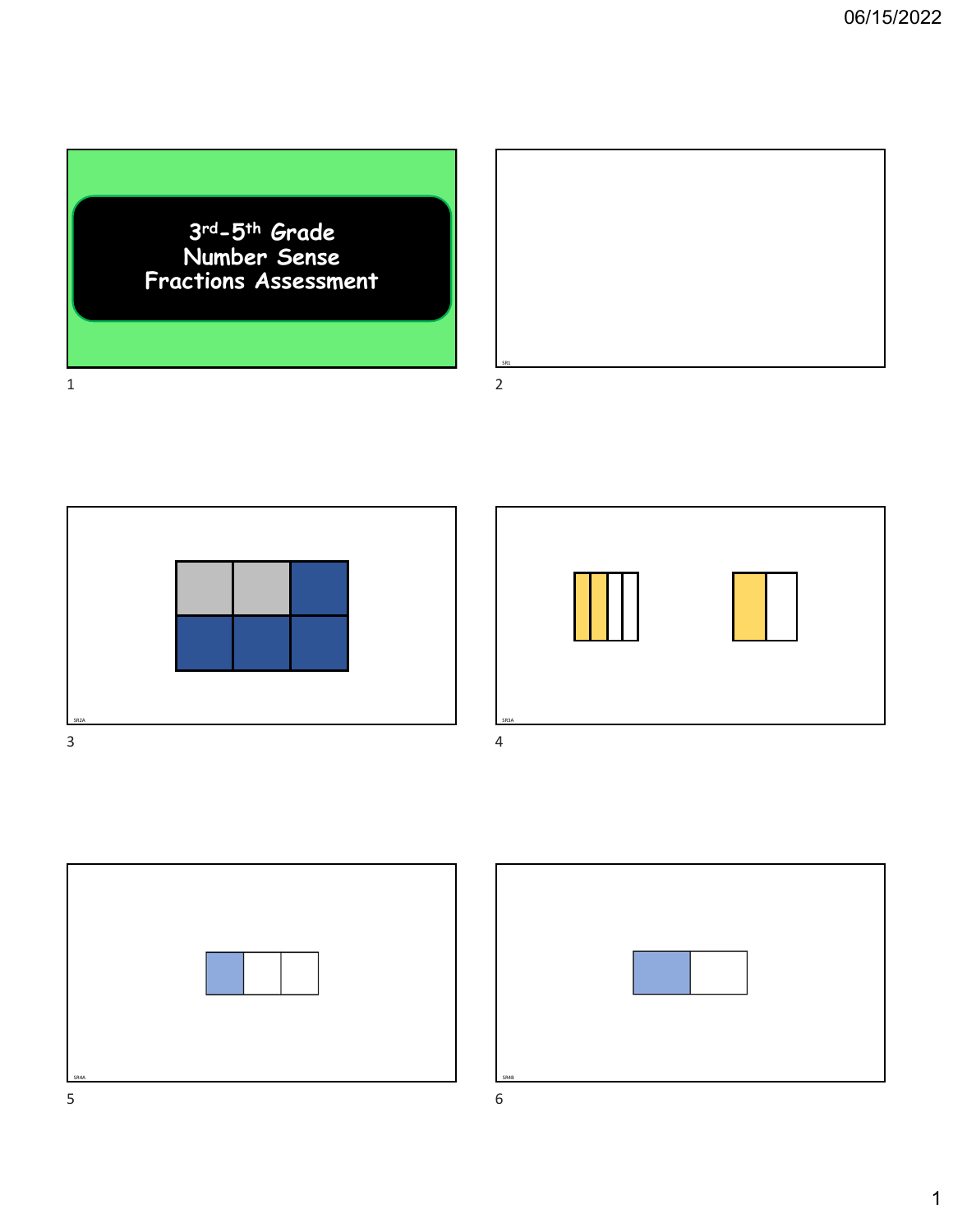# 3rd-5th Grade Number Sense Fractions Assessment

SR1

SR2A

SR3A

SR4A

SR4B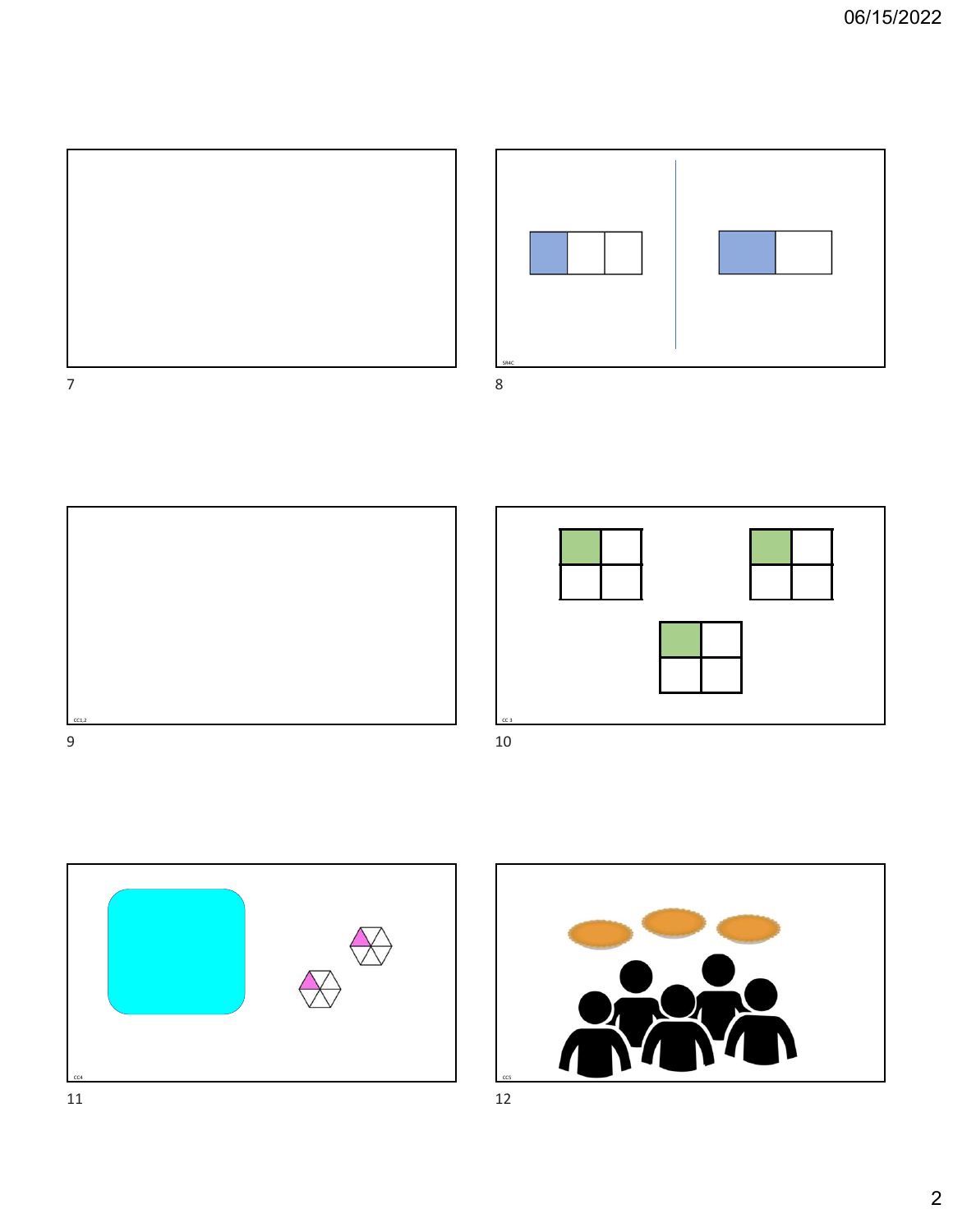7

SR4C

8

CC1,2

9

CC 3

10

CC4

11

CC5

12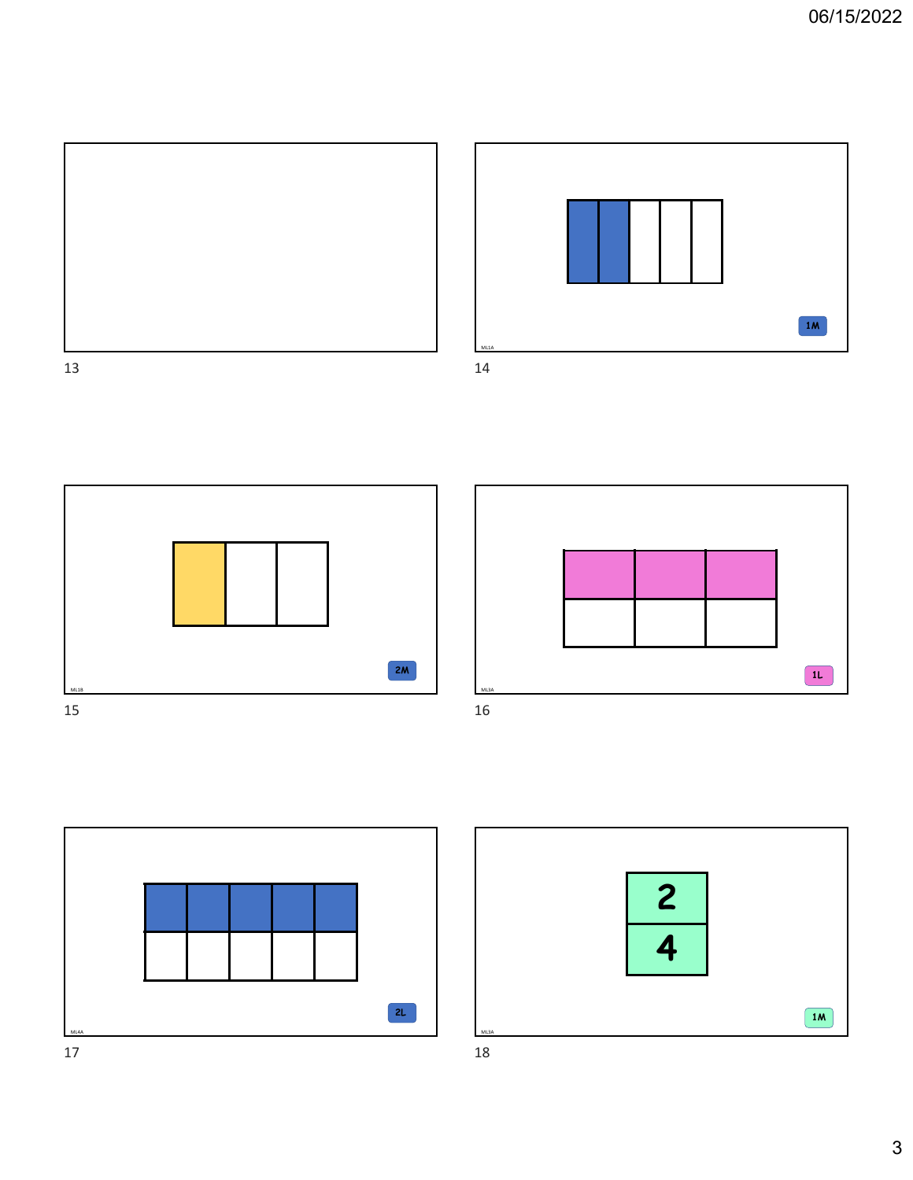13

14

1M

ML1A

15

2M

ML1B

16

1L

ML3A

17

2L

ML4A

18

2

4

1M

ML3A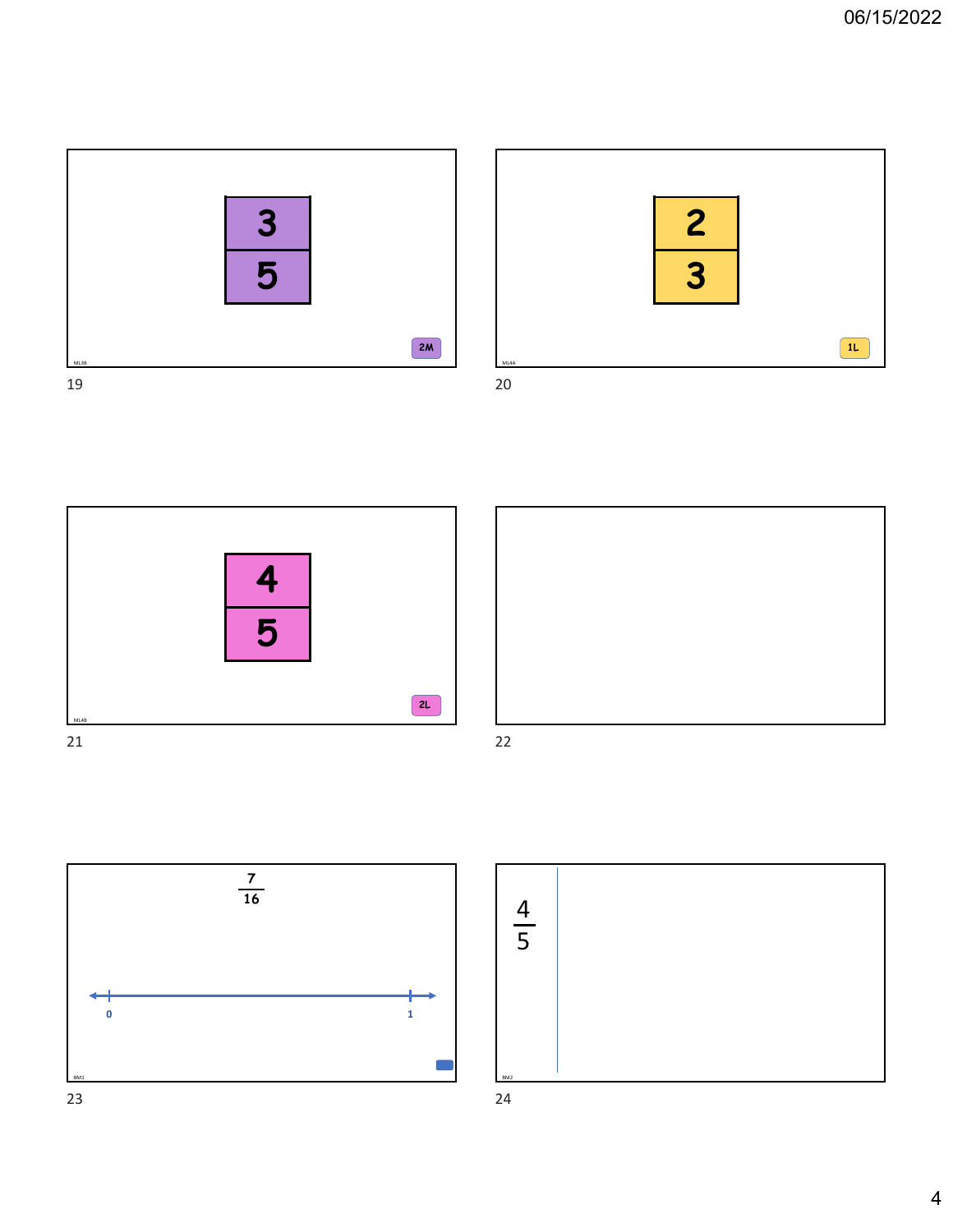**Slide 19**

$\frac{3}{5}$

2M

ML3B

**Slide 20**

$\frac{2}{3}$

1L

ML4A

**Slide 21**

$\frac{4}{5}$

2L

ML4B

**Slide 22**

**Slide 23**

$\frac{7}{16}$

0 1

BM1

**Slide 24**

$\frac{4}{5}$

BM2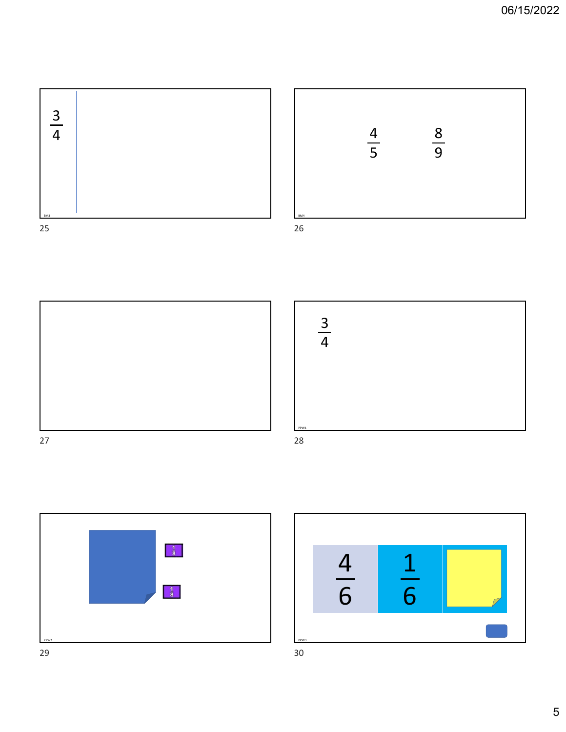$\frac{3}{4}$

BM3

$\frac{4}{5}$ $\frac{8}{9}$

BM4

$\frac{3}{4}$

PPW1

$\frac{1}{8}$

$\frac{1}{8}$

PPW2

$\frac{4}{6}$ $\frac{1}{6}$

PPW3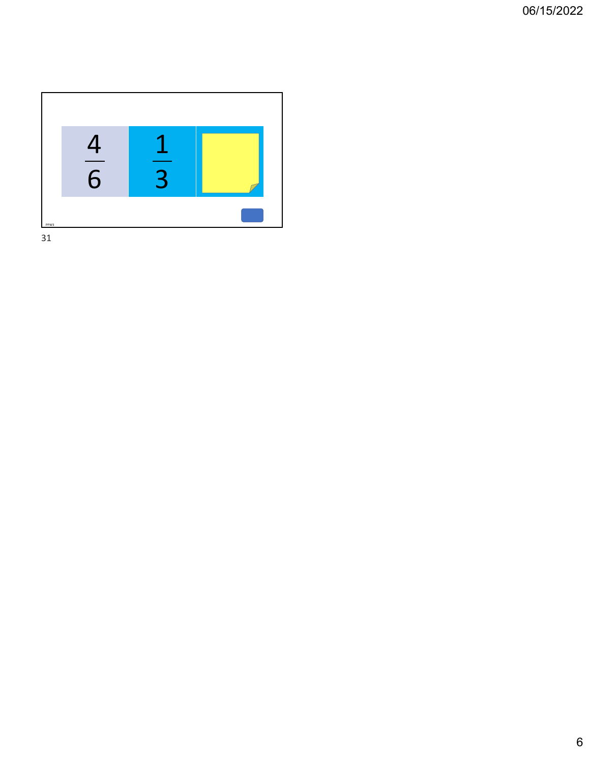$\frac{4}{6}$ $\frac{1}{3}$

PPW3